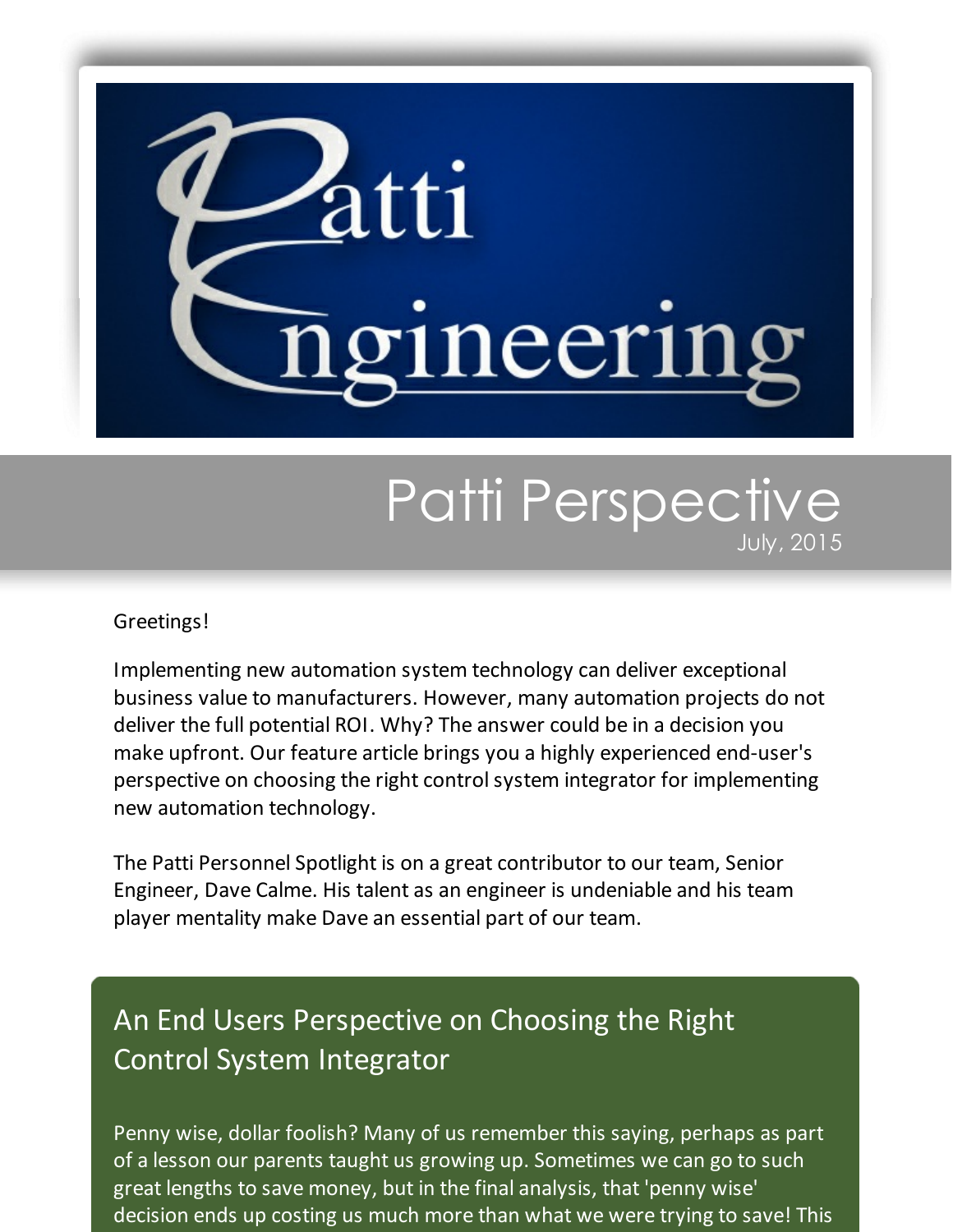# Patti Engineering

## Patti Perspective

July, 2015

Greetings!

Implementing new automation system technology can deliver exceptional business value to manufacturers. However, many automation projects do not deliver the full potential ROI. Why? The answer could be in a decision you make upfront. Our feature article brings you a highly experienced end-user's perspective on choosing the right control system integrator for implementing new automation technology.

The Patti Personnel Spotlight is on a great contributor to our team, Senior Engineer, Dave Calme. His talent as an engineer is undeniable and his team player mentality make Dave an essential part of our team.

## An End Users Perspective on Choosing the Right Control System Integrator

Penny wise, dollar foolish? Many of us remember this saying, perhaps as part of a lesson our parents taught us growing up. Sometimes we can go to such great lengths to save money, but in the final analysis, that 'penny wise' decision ends up costing us much more than what we were trying to save! This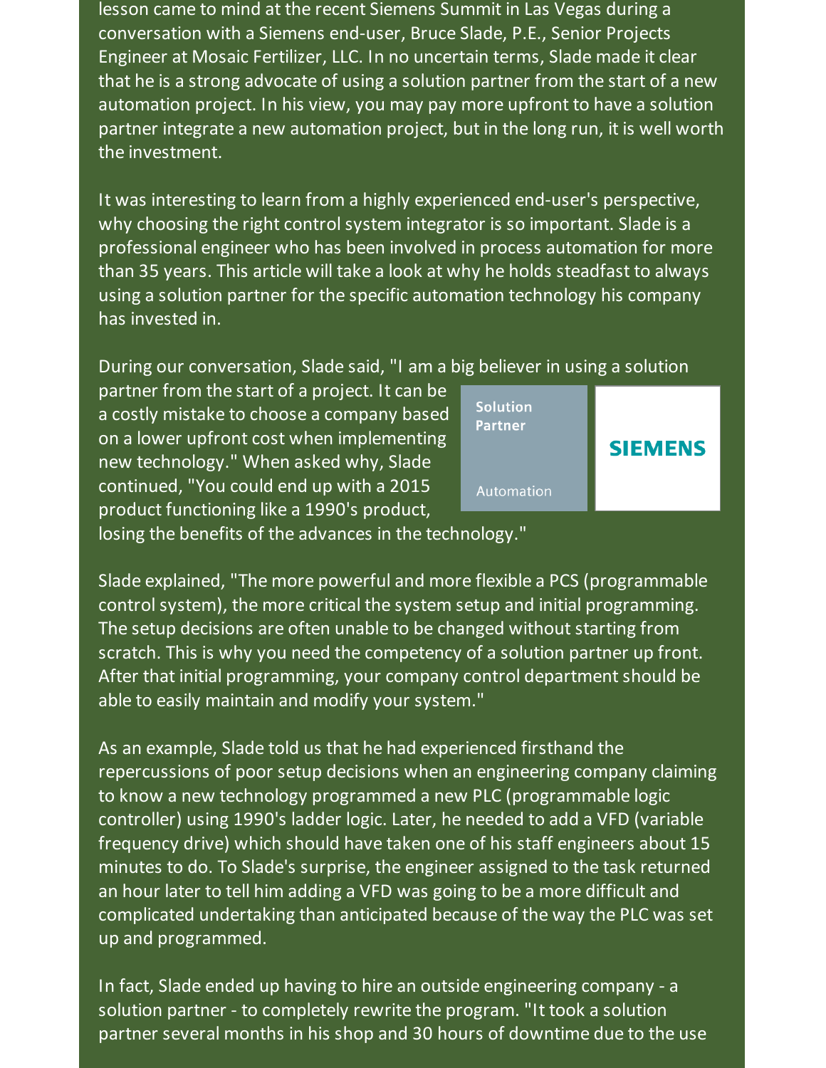lesson came to mind at the recent Siemens Summit in Las Vegas during a conversation with a Siemens end-user, Bruce Slade, P.E., Senior Projects Engineer at Mosaic Fertilizer, LLC. In no uncertain terms, Slade made it clear that he is a strong advocate of using a solution partner from the start of a new automation project. In his view, you may pay more upfront to have a solution partner integrate a new automation project, but in the long run, it is well worth the investment.

It was interesting to learn from a highly experienced end-user's perspective, why choosing the right control system integrator is so important. Slade is a professional engineer who has been involved in process automation for more than 35 years. This article will take a look at why he holds steadfast to always using a solution partner for the specific automation technology his company has invested in.

During our conversation, Slade said, "I am a big believer in using a solution partner from the start of a project. It can be a costly mistake to choose a company based on a lower upfront cost when implementing new technology." When asked why, Slade continued, "You could end up with a 2015 product functioning like a 1990's product, losing the benefits of the advances in the technology."

Solution Partner

Automation

SIEMENS

Slade explained, "The more powerful and more flexible a PCS (programmable control system), the more critical the system setup and initial programming. The setup decisions are often unable to be changed without starting from scratch. This is why you need the competency of a solution partner up front. After that initial programming, your company control department should be able to easily maintain and modify your system."

As an example, Slade told us that he had experienced firsthand the repercussions of poor setup decisions when an engineering company claiming to know a new technology programmed a new PLC (programmable logic controller) using 1990's ladder logic. Later, he needed to add a VFD (variable frequency drive) which should have taken one of his staff engineers about 15 minutes to do. To Slade's surprise, the engineer assigned to the task returned an hour later to tell him adding a VFD was going to be a more difficult and complicated undertaking than anticipated because of the way the PLC was set up and programmed.

In fact, Slade ended up having to hire an outside engineering company - a solution partner - to completely rewrite the program. "It took a solution partner several months in his shop and 30 hours of downtime due to the use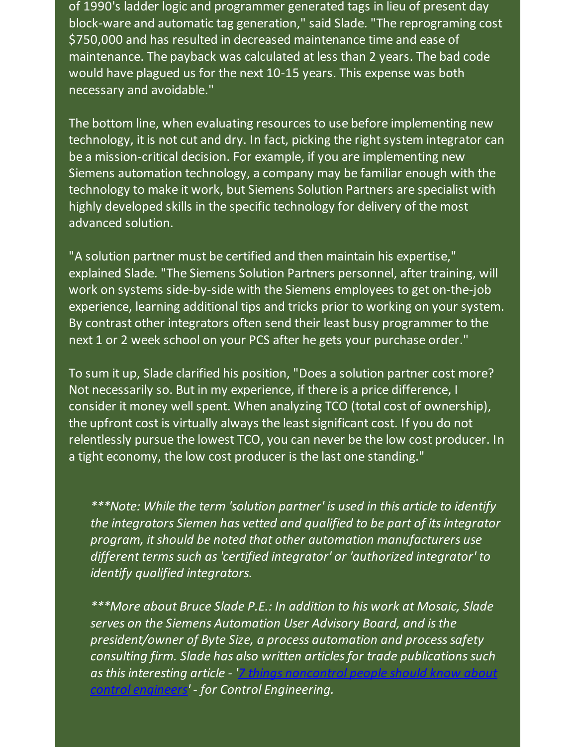of 1990's ladder logic and programmer generated tags in lieu of present day block-ware and automatic tag generation," said Slade. "The reprograming cost $750,000 and has resulted in decreased maintenance time and ease of maintenance. The payback was calculated at less than 2 years. The bad code would have plagued us for the next 10-15 years. This expense was both necessary and avoidable."

The bottom line, when evaluating resources to use before implementing new technology, it is not cut and dry. In fact, picking the right system integrator can be a mission-critical decision. For example, if you are implementing new Siemens automation technology, a company may be familiar enough with the technology to make it work, but Siemens Solution Partners are specialist with highly developed skills in the specific technology for delivery of the most advanced solution.

"A solution partner must be certified and then maintain his expertise," explained Slade. "The Siemens Solution Partners personnel, after training, will work on systems side-by-side with the Siemens employees to get on-the-job experience, learning additional tips and tricks prior to working on your system. By contrast other integrators often send their least busy programmer to the next 1 or 2 week school on your PCS after he gets your purchase order."

To sum it up, Slade clarified his position, "Does a solution partner cost more? Not necessarily so. But in my experience, if there is a price difference, I consider it money well spent. When analyzing TCO (total cost of ownership), the upfront cost is virtually always the least significant cost. If you do not relentlessly pursue the lowest TCO, you can never be the low cost producer. In a tight economy, the low cost producer is the last one standing."

*\*\*\*Note: While the term 'solution partner' is used in this article to identify the integrators Siemen has vetted and qualified to be part of its integrator program, it should be noted that other automation manufacturers use different terms such as 'certified integrator' or 'authorized integrator' to identify qualified integrators.*

*\*\*\*More about Bruce Slade P.E.: In addition to his work at Mosaic, Slade serves on the Siemens Automation User Advisory Board, and is the president/owner of Byte Size, a process automation and process safety consulting firm. Slade has also written articles for trade publications such as this interesting article - '7 things noncontrol people should know about control engineers' - for Control Engineering.*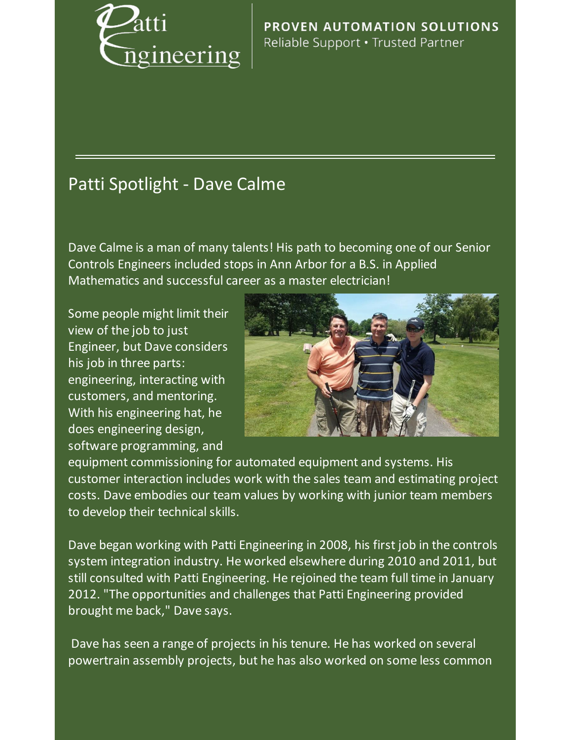Patti Engineering

**PROVEN AUTOMATION SOLUTIONS**
Reliable Support • Trusted Partner

---

## Patti Spotlight - Dave Calme

Dave Calme is a man of many talents! His path to becoming one of our Senior Controls Engineers included stops in Ann Arbor for a B.S. in Applied Mathematics and successful career as a master electrician!

Some people might limit their view of the job to just Engineer, but Dave considers his job in three parts: engineering, interacting with customers, and mentoring. With his engineering hat, he does engineering design, software programming, and equipment commissioning for automated equipment and systems. His customer interaction includes work with the sales team and estimating project costs. Dave embodies our team values by working with junior team members to develop their technical skills.

Dave began working with Patti Engineering in 2008, his first job in the controls system integration industry. He worked elsewhere during 2010 and 2011, but still consulted with Patti Engineering. He rejoined the team full time in January 2012. "The opportunities and challenges that Patti Engineering provided brought me back," Dave says.

Dave has seen a range of projects in his tenure. He has worked on several powertrain assembly projects, but he has also worked on some less common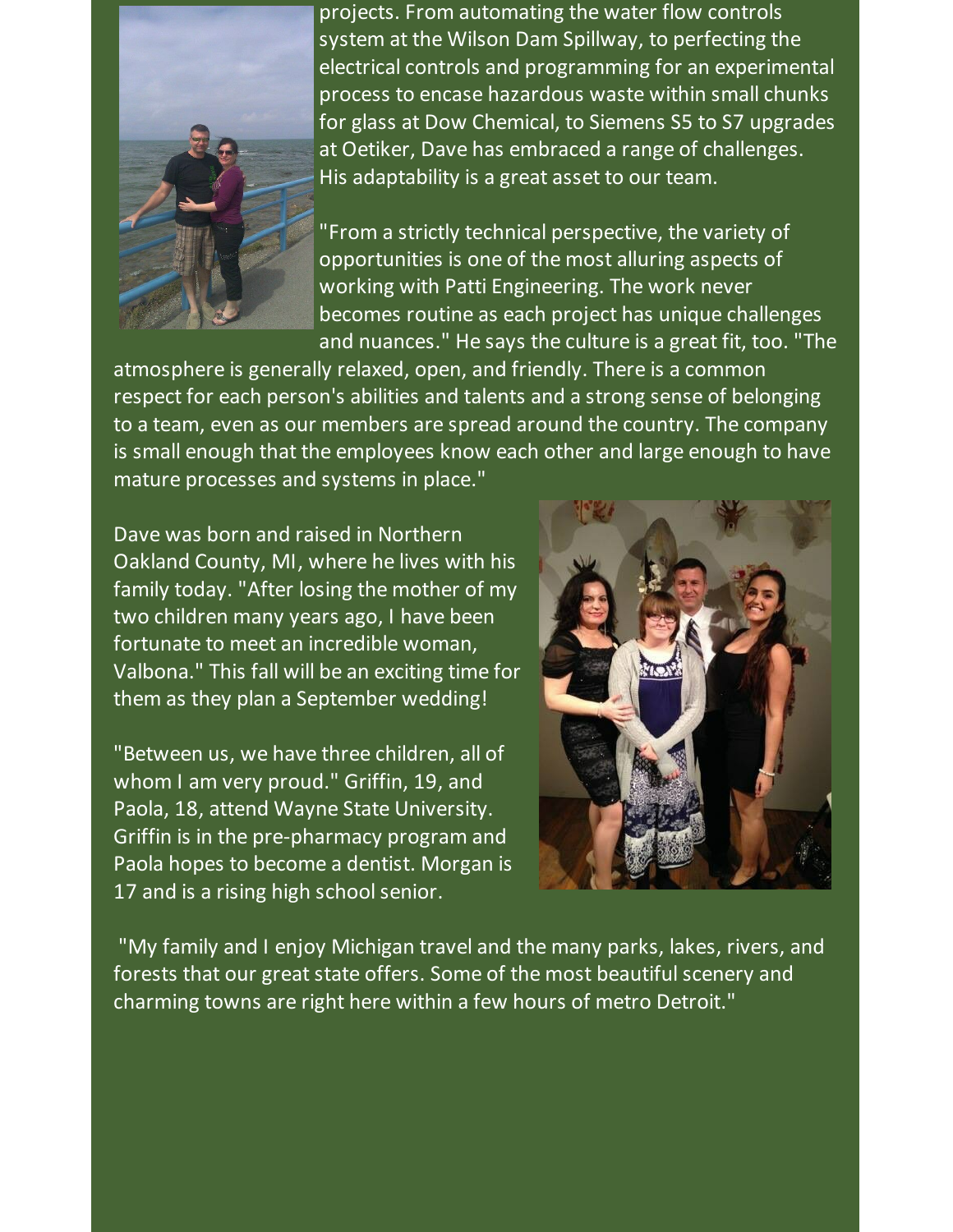projects. From automating the water flow controls system at the Wilson Dam Spillway, to perfecting the electrical controls and programming for an experimental process to encase hazardous waste within small chunks for glass at Dow Chemical, to Siemens S5 to S7 upgrades at Oetiker, Dave has embraced a range of challenges. His adaptability is a great asset to our team.

"From a strictly technical perspective, the variety of opportunities is one of the most alluring aspects of working with Patti Engineering. The work never becomes routine as each project has unique challenges and nuances." He says the culture is a great fit, too. "The atmosphere is generally relaxed, open, and friendly. There is a common respect for each person's abilities and talents and a strong sense of belonging to a team, even as our members are spread around the country. The company is small enough that the employees know each other and large enough to have mature processes and systems in place."

Dave was born and raised in Northern Oakland County, MI, where he lives with his family today. "After losing the mother of my two children many years ago, I have been fortunate to meet an incredible woman, Valbona." This fall will be an exciting time for them as they plan a September wedding!

"Between us, we have three children, all of whom I am very proud." Griffin, 19, and Paola, 18, attend Wayne State University. Griffin is in the pre-pharmacy program and Paola hopes to become a dentist. Morgan is 17 and is a rising high school senior.

"My family and I enjoy Michigan travel and the many parks, lakes, rivers, and forests that our great state offers. Some of the most beautiful scenery and charming towns are right here within a few hours of metro Detroit."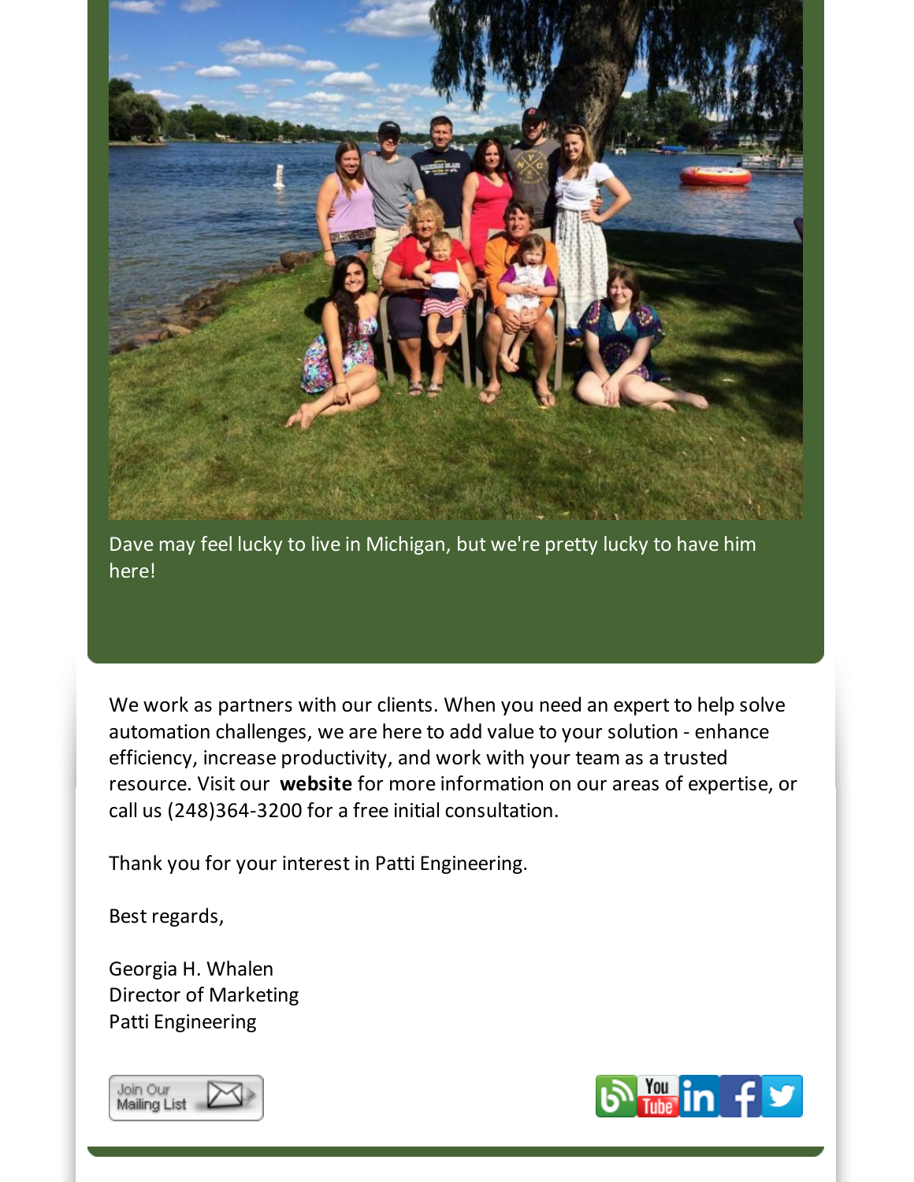Dave may feel lucky to live in Michigan, but we're pretty lucky to have him here!

We work as partners with our clients. When you need an expert to help solve automation challenges, we are here to add value to your solution - enhance efficiency, increase productivity, and work with your team as a trusted resource. Visit our **website** for more information on our areas of expertise, or call us (248)364-3200 for a free initial consultation.

Thank you for your interest in Patti Engineering.

Best regards,

Georgia H. Whalen
Director of Marketing
Patti Engineering

Join Our Mailing List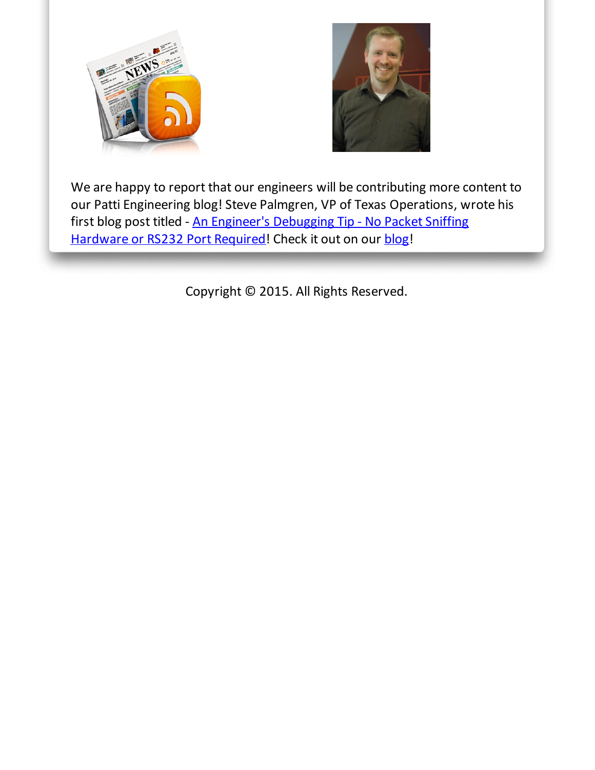We are happy to report that our engineers will be contributing more content to our Patti Engineering blog! Steve Palmgren, VP of Texas Operations, wrote his first blog post titled - An Engineer's Debugging Tip - No Packet Sniffing Hardware or RS232 Port Required! Check it out on our blog!

Copyright © 2015. All Rights Reserved.